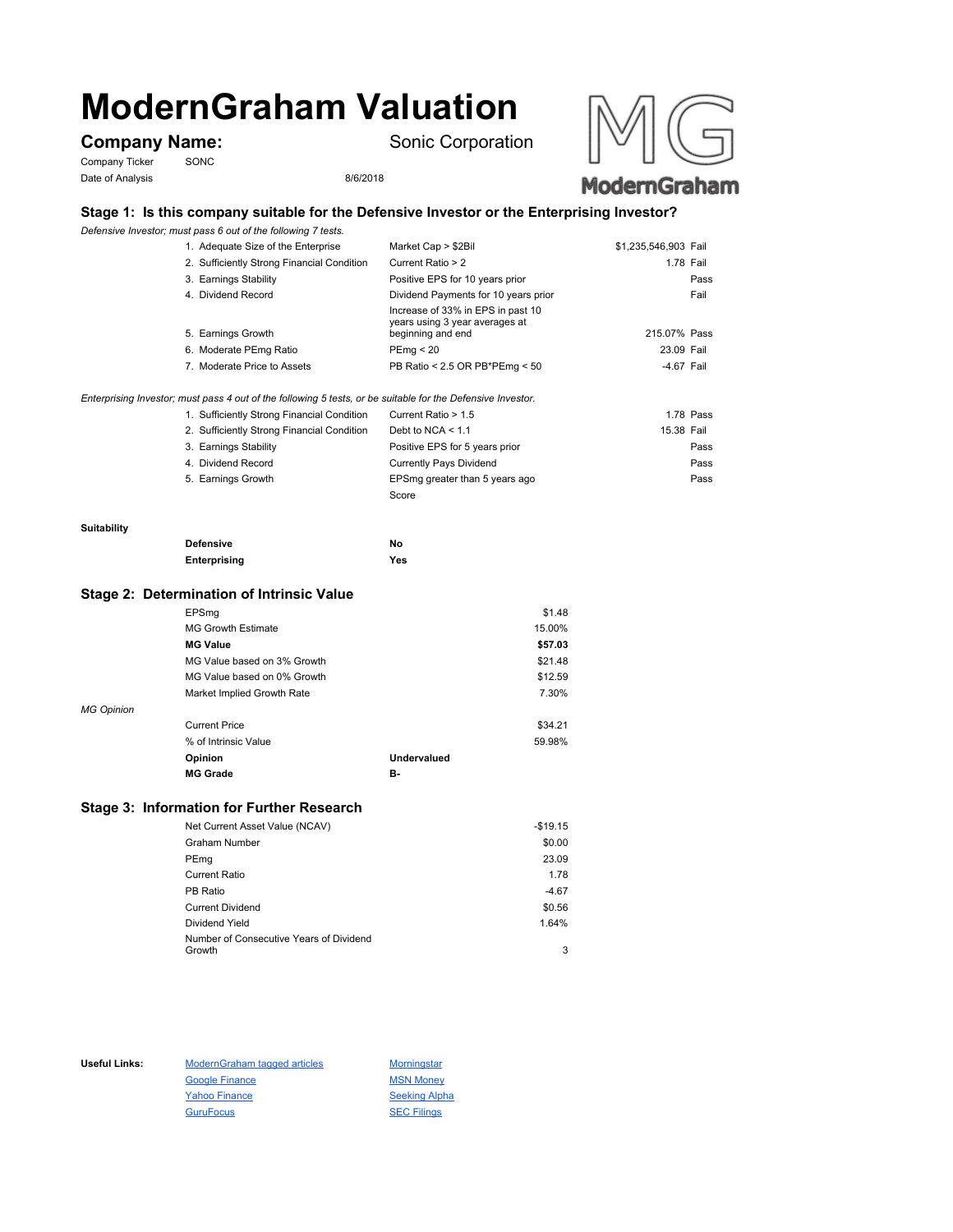# ModernGraham Valuation

**Company Name:** Sonic Corporation

Company Ticker SONC

Date of Analysis 8/6/2018

## Stage 1: Is this company suitable for the Defensive Investor or the Enterprising Investor?

*Defensive Investor; must pass 6 out of the following 7 tests.*

| | | | |
|---|---|---|---|
| 1. Adequate Size of the Enterprise | Market Cap > $2Bil | $1,235,546,903 | Fail |
| 2. Sufficiently Strong Financial Condition | Current Ratio > 2 | 1.78 | Fail |
| 3. Earnings Stability | Positive EPS for 10 years prior | | Pass |
| 4. Dividend Record | Dividend Payments for 10 years prior | | Fail |
| 5. Earnings Growth | Increase of 33% in EPS in past 10 years using 3 year averages at beginning and end | 215.07% | Pass |
| 6. Moderate PEmg Ratio | PEmg < 20 | 23.09 | Fail |
| 7. Moderate Price to Assets | PB Ratio < 2.5 OR PB*PEmg < 50 | -4.67 | Fail |

*Enterprising Investor; must pass 4 out of the following 5 tests, or be suitable for the Defensive Investor.*

| | | | |
|---|---|---|---|
| 1. Sufficiently Strong Financial Condition | Current Ratio > 1.5 | 1.78 | Pass |
| 2. Sufficiently Strong Financial Condition | Debt to NCA < 1.1 | 15.38 | Fail |
| 3. Earnings Stability | Positive EPS for 5 years prior | | Pass |
| 4. Dividend Record | Currently Pays Dividend | | Pass |
| 5. Earnings Growth | EPSmg greater than 5 years ago | | Pass |
| | Score | | |

**Suitability**

| | |
|---|---|
| **Defensive** | No |
| **Enterprising** | Yes |

## Stage 2: Determination of Intrinsic Value

| | | |
|---|---|---|
| EPSmg | | $1.48 |
| MG Growth Estimate | | 15.00% |
| **MG Value** | | **$57.03** |
| MG Value based on 3% Growth | | $21.48 |
| MG Value based on 0% Growth | | $12.59 |
| Market Implied Growth Rate | | 7.30% |

*MG Opinion*

| | | |
|---|---|---|
| Current Price | | $34.21 |
| % of Intrinsic Value | | 59.98% |
| **Opinion** | **Undervalued** | |
| **MG Grade** | **B-** | |

## Stage 3: Information for Further Research

| | |
|---|---|
| Net Current Asset Value (NCAV) | -$19.15 |
| Graham Number | $0.00 |
| PEmg | 23.09 |
| Current Ratio | 1.78 |
| PB Ratio | -4.67 |
| Current Dividend | $0.56 |
| Dividend Yield | 1.64% |
| Number of Consecutive Years of Dividend Growth | 3 |

**Useful Links:**

ModernGraham tagged articles | Morningstar
Google Finance | MSN Money
Yahoo Finance | Seeking Alpha
GuruFocus | SEC Filings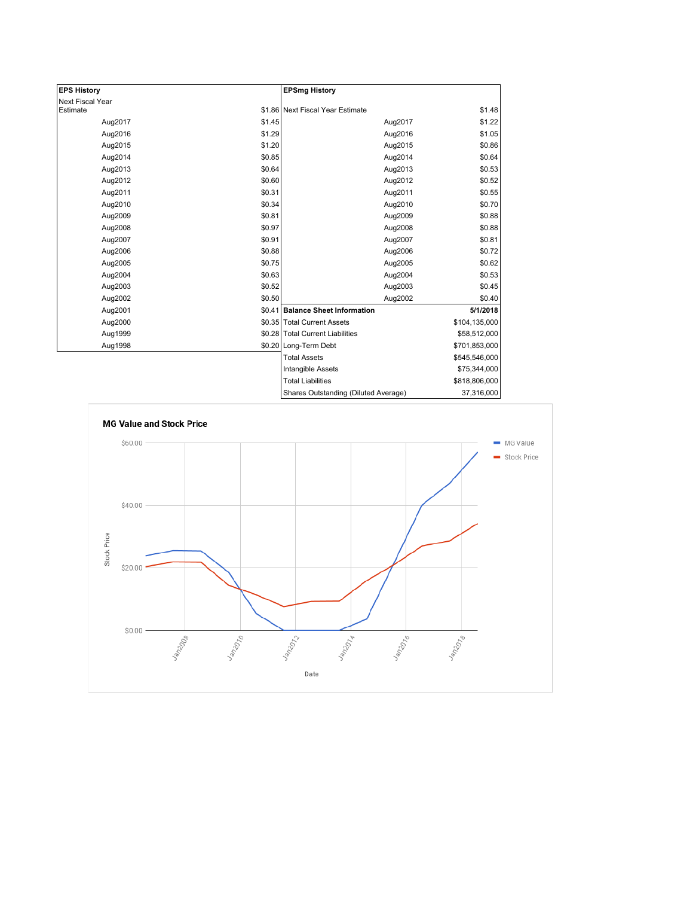| EPS History | |
|---|---|
| Next Fiscal Year Estimate | $1.86 |
| Aug2017 | $1.45 |
| Aug2016 | $1.29 |
| Aug2015 | $1.20 |
| Aug2014 | $0.85 |
| Aug2013 | $0.64 |
| Aug2012 | $0.60 |
| Aug2011 | $0.31 |
| Aug2010 | $0.34 |
| Aug2009 | $0.81 |
| Aug2008 | $0.97 |
| Aug2007 | $0.91 |
| Aug2006 | $0.88 |
| Aug2005 | $0.75 |
| Aug2004 | $0.63 |
| Aug2003 | $0.52 |
| Aug2002 | $0.50 |
| Aug2001 | $0.41 |
| Aug2000 | $0.35 |
| Aug1999 | $0.28 |
| Aug1998 | $0.20 |

| EPSmg History | |
|---|---|
| Next Fiscal Year Estimate | $1.48 |
| Aug2017 | $1.22 |
| Aug2016 | $1.05 |
| Aug2015 | $0.86 |
| Aug2014 | $0.64 |
| Aug2013 | $0.53 |
| Aug2012 | $0.52 |
| Aug2011 | $0.55 |
| Aug2010 | $0.70 |
| Aug2009 | $0.88 |
| Aug2008 | $0.88 |
| Aug2007 | $0.81 |
| Aug2006 | $0.72 |
| Aug2005 | $0.62 |
| Aug2004 | $0.53 |
| Aug2003 | $0.45 |
| Aug2002 | $0.40 |

| Balance Sheet Information | 5/1/2018 |
|---|---|
| Total Current Assets | $104,135,000 |
| Total Current Liabilities | $58,512,000 |
| Long-Term Debt | $701,853,000 |
| Total Assets | $545,546,000 |
| Intangible Assets | $75,344,000 |
| Total Liabilities | $818,806,000 |
| Shares Outstanding (Diluted Average) | 37,316,000 |

**MG Value and Stock Price**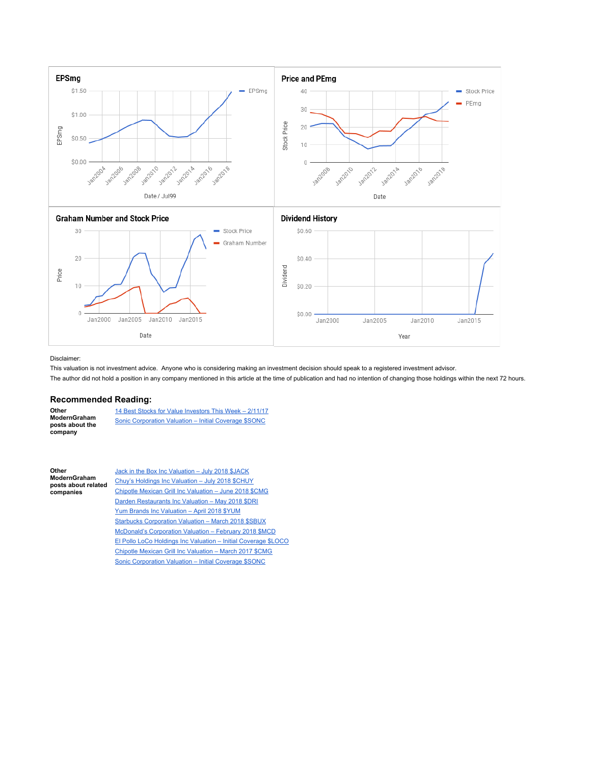**EPSmg**

$1.50
$1.00
$0.50
$0.00

EPSmg

Jan2004 Jan2006 Jan2008 Jan2010 Jan2012 Jan2014 Jan2016 Jan2018

Date / Jul99

EPSmg

**Price and PEmg**

40
30
20
10
0

Stock Price

Jan2008 Jan2010 Jan2012 Jan2014 Jan2016 Jan2018

Date

Stock Price
PEmg

**Graham Number and Stock Price**

30
20
10
0

Price

Jan2000 Jan2005 Jan2010 Jan2015

Date

Stock Price
Graham Number

**Dividend History**

$0.60
$0.40
$0.20
$0.00

Dividend

Jan2000 Jan2005 Jan2010 Jan2015

Year

Disclaimer:

This valuation is not investment advice. Anyone who is considering making an investment decision should speak to a registered investment advisor.

The author did not hold a position in any company mentioned in this article at the time of publication and had no intention of changing those holdings within the next 72 hours.

## Recommended Reading:

**Other ModernGraham posts about the company**

- 14 Best Stocks for Value Investors This Week – 2/11/17
- Sonic Corporation Valuation – Initial Coverage $SONC

**Other ModernGraham posts about related companies**

- Jack in the Box Inc Valuation – July 2018 $JACK
- Chuy's Holdings Inc Valuation – July 2018 $CHUY
- Chipotle Mexican Grill Inc Valuation – June 2018 $CMG
- Darden Restaurants Inc Valuation – May 2018 $DRI
- Yum Brands Inc Valuation – April 2018 $YUM
- Starbucks Corporation Valuation – March 2018 $SBUX
- McDonald's Corporation Valuation – February 2018 $MCD
- El Pollo LoCo Holdings Inc Valuation – Initial Coverage $LOCO
- Chipotle Mexican Grill Inc Valuation – March 2017 $CMG
- Sonic Corporation Valuation – Initial Coverage $SONC